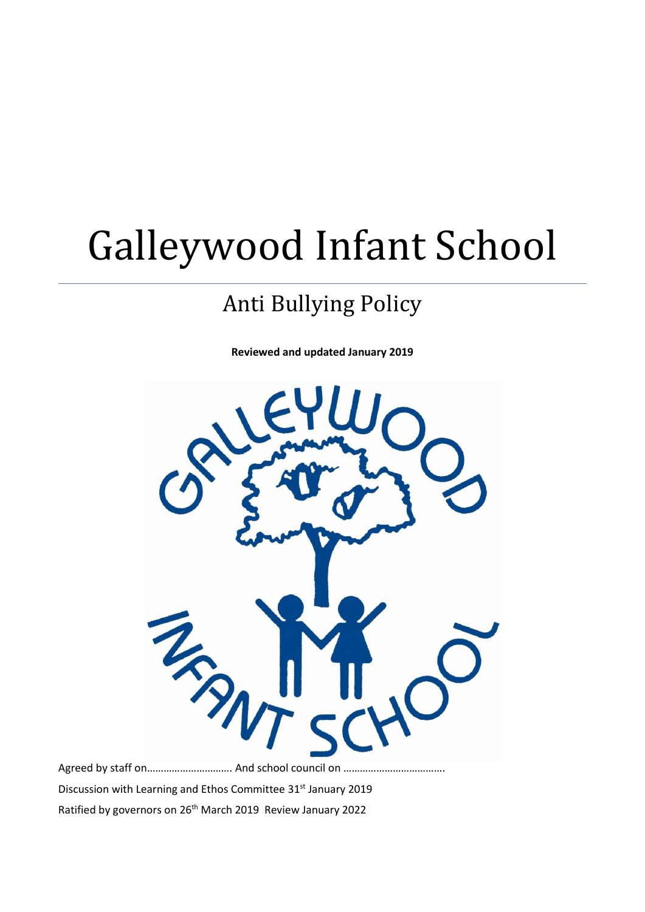# Galleywood Infant School

## Anti Bullying Policy

**Reviewed and updated January 2019**

Agreed by staff on………………………… And school council on ……………………………….

Discussion with Learning and Ethos Committee 31st January 2019

Ratified by governors on 26th March 2019 Review January 2022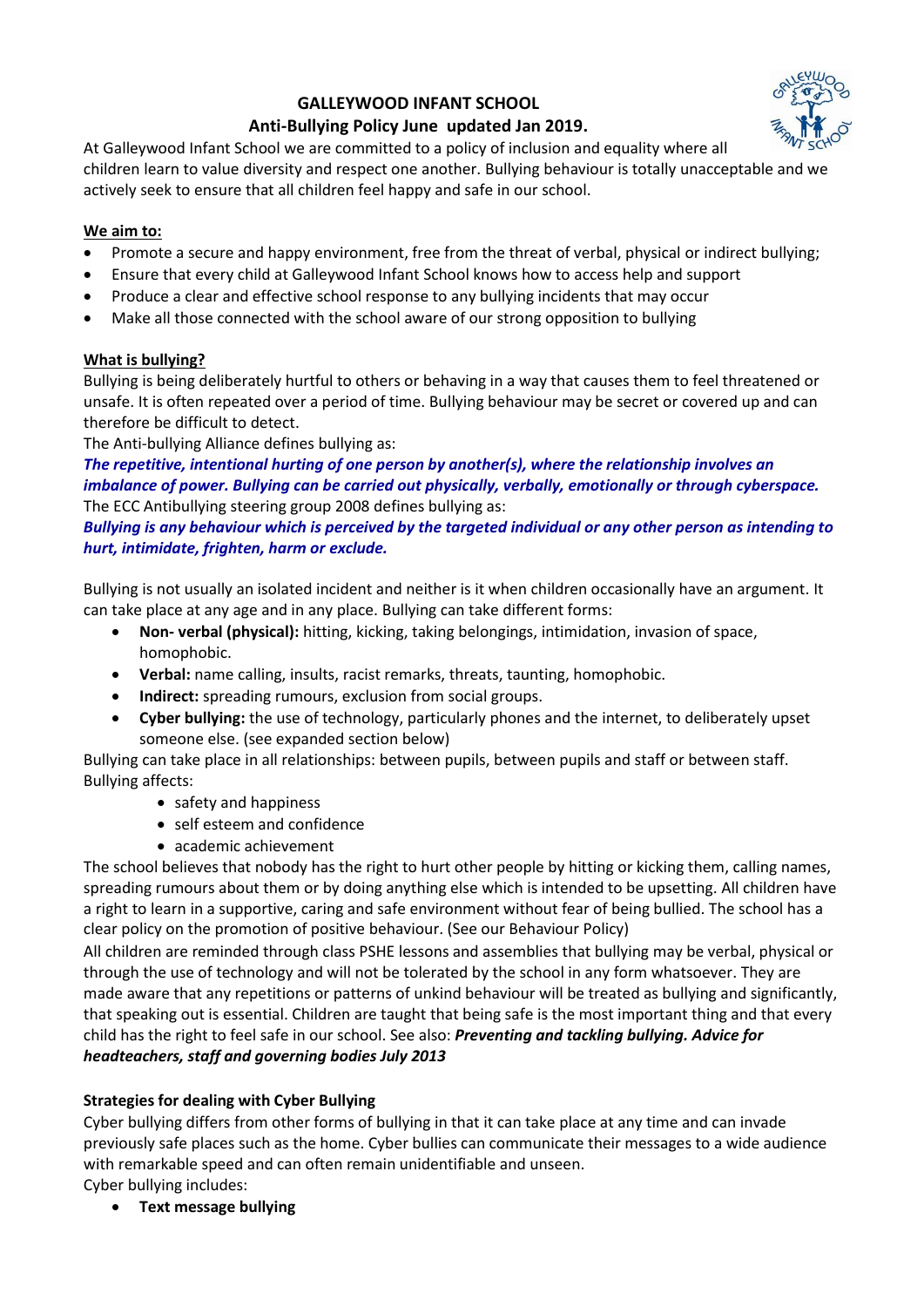**GALLEYWOOD INFANT SCHOOL**

**Anti-Bullying Policy June updated Jan 2019.**

At Galleywood Infant School we are committed to a policy of inclusion and equality where all children learn to value diversity and respect one another. Bullying behaviour is totally unacceptable and we actively seek to ensure that all children feel happy and safe in our school.

**We aim to:**

- Promote a secure and happy environment, free from the threat of verbal, physical or indirect bullying;
- Ensure that every child at Galleywood Infant School knows how to access help and support
- Produce a clear and effective school response to any bullying incidents that may occur
- Make all those connected with the school aware of our strong opposition to bullying

**What is bullying?**

Bullying is being deliberately hurtful to others or behaving in a way that causes them to feel threatened or unsafe. It is often repeated over a period of time. Bullying behaviour may be secret or covered up and can therefore be difficult to detect.

The Anti-bullying Alliance defines bullying as:

***The repetitive, intentional hurting of one person by another(s), where the relationship involves an imbalance of power. Bullying can be carried out physically, verbally, emotionally or through cyberspace.***

The ECC Antibullying steering group 2008 defines bullying as:

***Bullying is any behaviour which is perceived by the targeted individual or any other person as intending to hurt, intimidate, frighten, harm or exclude.***

Bullying is not usually an isolated incident and neither is it when children occasionally have an argument. It can take place at any age and in any place. Bullying can take different forms:

- **Non- verbal (physical):** hitting, kicking, taking belongings, intimidation, invasion of space, homophobic.
- **Verbal:** name calling, insults, racist remarks, threats, taunting, homophobic.
- **Indirect:** spreading rumours, exclusion from social groups.
- **Cyber bullying:** the use of technology, particularly phones and the internet, to deliberately upset someone else. (see expanded section below)

Bullying can take place in all relationships: between pupils, between pupils and staff or between staff.
Bullying affects:

- safety and happiness
- self esteem and confidence
- academic achievement

The school believes that nobody has the right to hurt other people by hitting or kicking them, calling names, spreading rumours about them or by doing anything else which is intended to be upsetting. All children have a right to learn in a supportive, caring and safe environment without fear of being bullied. The school has a clear policy on the promotion of positive behaviour. (See our Behaviour Policy)

All children are reminded through class PSHE lessons and assemblies that bullying may be verbal, physical or through the use of technology and will not be tolerated by the school in any form whatsoever. They are made aware that any repetitions or patterns of unkind behaviour will be treated as bullying and significantly, that speaking out is essential. Children are taught that being safe is the most important thing and that every child has the right to feel safe in our school. See also: ***Preventing and tackling bullying. Advice for headteachers, staff and governing bodies July 2013***

**Strategies for dealing with Cyber Bullying**

Cyber bullying differs from other forms of bullying in that it can take place at any time and can invade previously safe places such as the home. Cyber bullies can communicate their messages to a wide audience with remarkable speed and can often remain unidentifiable and unseen.

Cyber bullying includes:

- **Text message bullying**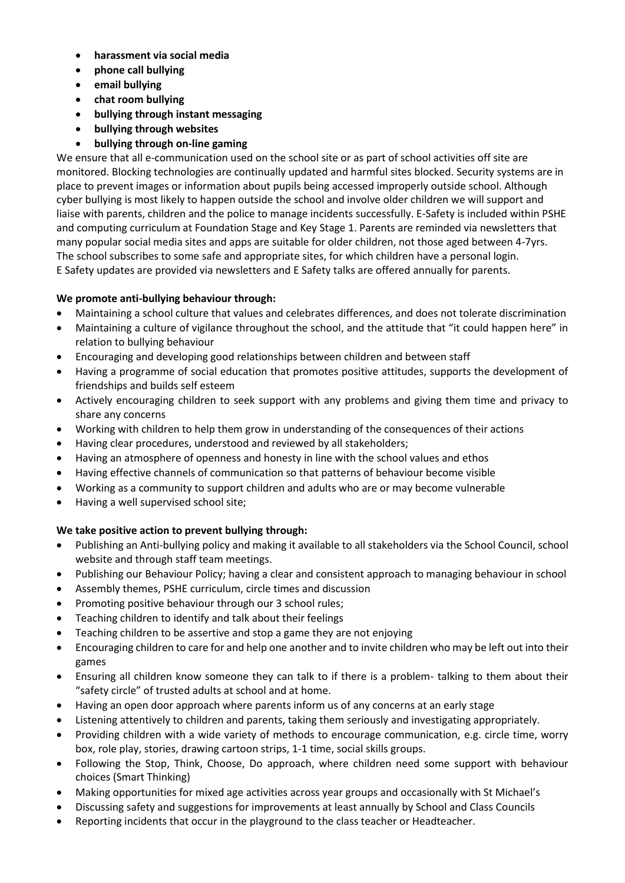- **harassment via social media**
- **phone call bullying**
- **email bullying**
- **chat room bullying**
- **bullying through instant messaging**
- **bullying through websites**
- **bullying through on-line gaming**

We ensure that all e-communication used on the school site or as part of school activities off site are monitored. Blocking technologies are continually updated and harmful sites blocked. Security systems are in place to prevent images or information about pupils being accessed improperly outside school. Although cyber bullying is most likely to happen outside the school and involve older children we will support and liaise with parents, children and the police to manage incidents successfully. E-Safety is included within PSHE and computing curriculum at Foundation Stage and Key Stage 1. Parents are reminded via newsletters that many popular social media sites and apps are suitable for older children, not those aged between 4-7yrs. The school subscribes to some safe and appropriate sites, for which children have a personal login. E Safety updates are provided via newsletters and E Safety talks are offered annually for parents.

**We promote anti-bullying behaviour through:**

- Maintaining a school culture that values and celebrates differences, and does not tolerate discrimination
- Maintaining a culture of vigilance throughout the school, and the attitude that "it could happen here" in relation to bullying behaviour
- Encouraging and developing good relationships between children and between staff
- Having a programme of social education that promotes positive attitudes, supports the development of friendships and builds self esteem
- Actively encouraging children to seek support with any problems and giving them time and privacy to share any concerns
- Working with children to help them grow in understanding of the consequences of their actions
- Having clear procedures, understood and reviewed by all stakeholders;
- Having an atmosphere of openness and honesty in line with the school values and ethos
- Having effective channels of communication so that patterns of behaviour become visible
- Working as a community to support children and adults who are or may become vulnerable
- Having a well supervised school site;

**We take positive action to prevent bullying through:**

- Publishing an Anti-bullying policy and making it available to all stakeholders via the School Council, school website and through staff team meetings.
- Publishing our Behaviour Policy; having a clear and consistent approach to managing behaviour in school
- Assembly themes, PSHE curriculum, circle times and discussion
- Promoting positive behaviour through our 3 school rules;
- Teaching children to identify and talk about their feelings
- Teaching children to be assertive and stop a game they are not enjoying
- Encouraging children to care for and help one another and to invite children who may be left out into their games
- Ensuring all children know someone they can talk to if there is a problem- talking to them about their "safety circle" of trusted adults at school and at home.
- Having an open door approach where parents inform us of any concerns at an early stage
- Listening attentively to children and parents, taking them seriously and investigating appropriately.
- Providing children with a wide variety of methods to encourage communication, e.g. circle time, worry box, role play, stories, drawing cartoon strips, 1-1 time, social skills groups.
- Following the Stop, Think, Choose, Do approach, where children need some support with behaviour choices (Smart Thinking)
- Making opportunities for mixed age activities across year groups and occasionally with St Michael's
- Discussing safety and suggestions for improvements at least annually by School and Class Councils
- Reporting incidents that occur in the playground to the class teacher or Headteacher.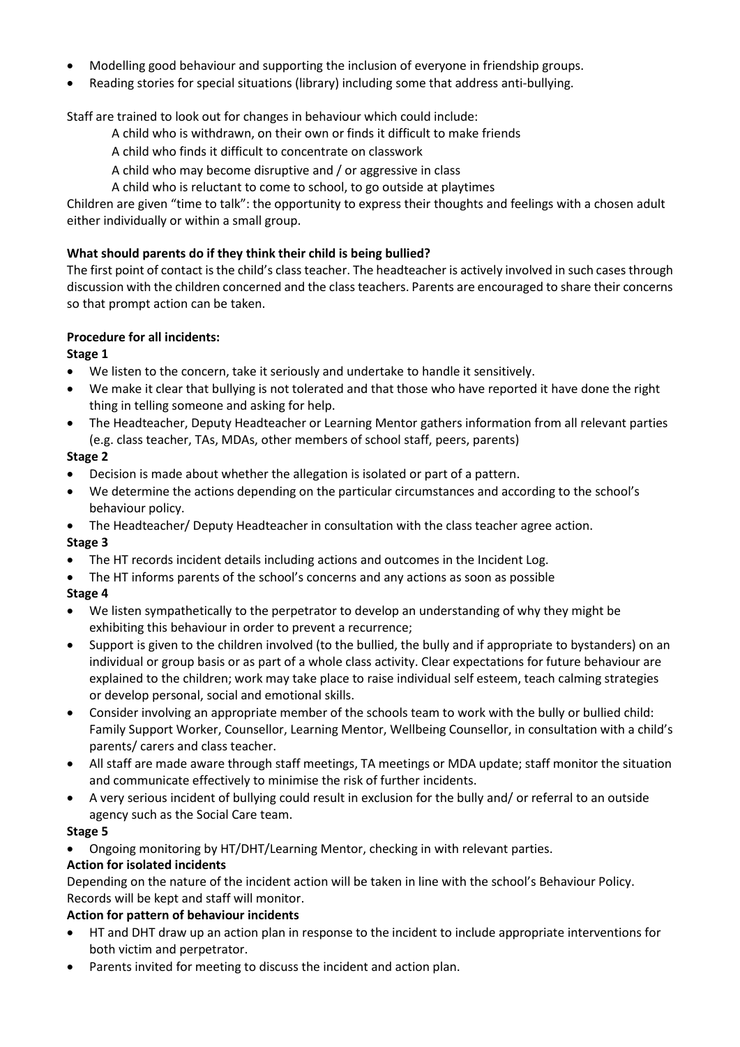- Modelling good behaviour and supporting the inclusion of everyone in friendship groups.
- Reading stories for special situations (library) including some that address anti-bullying.

Staff are trained to look out for changes in behaviour which could include:

A child who is withdrawn, on their own or finds it difficult to make friends

A child who finds it difficult to concentrate on classwork

A child who may become disruptive and / or aggressive in class

A child who is reluctant to come to school, to go outside at playtimes

Children are given "time to talk": the opportunity to express their thoughts and feelings with a chosen adult either individually or within a small group.

**What should parents do if they think their child is being bullied?**

The first point of contact is the child's class teacher. The headteacher is actively involved in such cases through discussion with the children concerned and the class teachers. Parents are encouraged to share their concerns so that prompt action can be taken.

**Procedure for all incidents:**

**Stage 1**

- We listen to the concern, take it seriously and undertake to handle it sensitively.
- We make it clear that bullying is not tolerated and that those who have reported it have done the right thing in telling someone and asking for help.
- The Headteacher, Deputy Headteacher or Learning Mentor gathers information from all relevant parties (e.g. class teacher, TAs, MDAs, other members of school staff, peers, parents)

**Stage 2**

- Decision is made about whether the allegation is isolated or part of a pattern.
- We determine the actions depending on the particular circumstances and according to the school's behaviour policy.
- The Headteacher/ Deputy Headteacher in consultation with the class teacher agree action.

**Stage 3**

- The HT records incident details including actions and outcomes in the Incident Log.
- The HT informs parents of the school's concerns and any actions as soon as possible

**Stage 4**

- We listen sympathetically to the perpetrator to develop an understanding of why they might be exhibiting this behaviour in order to prevent a recurrence;
- Support is given to the children involved (to the bullied, the bully and if appropriate to bystanders) on an individual or group basis or as part of a whole class activity. Clear expectations for future behaviour are explained to the children; work may take place to raise individual self esteem, teach calming strategies or develop personal, social and emotional skills.
- Consider involving an appropriate member of the schools team to work with the bully or bullied child: Family Support Worker, Counsellor, Learning Mentor, Wellbeing Counsellor, in consultation with a child's parents/ carers and class teacher.
- All staff are made aware through staff meetings, TA meetings or MDA update; staff monitor the situation and communicate effectively to minimise the risk of further incidents.
- A very serious incident of bullying could result in exclusion for the bully and/ or referral to an outside agency such as the Social Care team.

**Stage 5**

- Ongoing monitoring by HT/DHT/Learning Mentor, checking in with relevant parties.

**Action for isolated incidents**

Depending on the nature of the incident action will be taken in line with the school's Behaviour Policy. Records will be kept and staff will monitor.

**Action for pattern of behaviour incidents**

- HT and DHT draw up an action plan in response to the incident to include appropriate interventions for both victim and perpetrator.
- Parents invited for meeting to discuss the incident and action plan.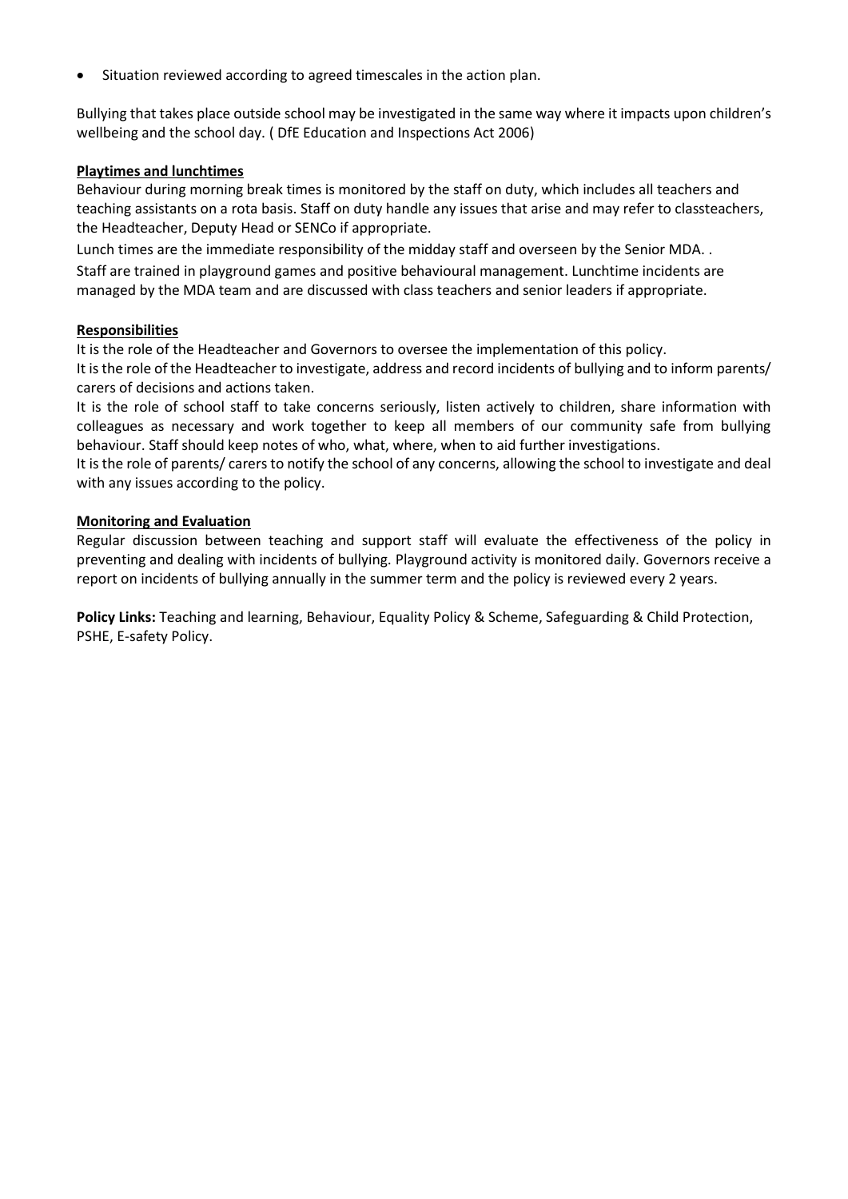- Situation reviewed according to agreed timescales in the action plan.

Bullying that takes place outside school may be investigated in the same way where it impacts upon children's wellbeing and the school day. ( DfE Education and Inspections Act 2006)

## Playtimes and lunchtimes

Behaviour during morning break times is monitored by the staff on duty, which includes all teachers and teaching assistants on a rota basis. Staff on duty handle any issues that arise and may refer to classteachers, the Headteacher, Deputy Head or SENCo if appropriate.

Lunch times are the immediate responsibility of the midday staff and overseen by the Senior MDA. .

Staff are trained in playground games and positive behavioural management. Lunchtime incidents are managed by the MDA team and are discussed with class teachers and senior leaders if appropriate.

## Responsibilities

It is the role of the Headteacher and Governors to oversee the implementation of this policy.

It is the role of the Headteacher to investigate, address and record incidents of bullying and to inform parents/ carers of decisions and actions taken.

It is the role of school staff to take concerns seriously, listen actively to children, share information with colleagues as necessary and work together to keep all members of our community safe from bullying behaviour. Staff should keep notes of who, what, where, when to aid further investigations.

It is the role of parents/ carers to notify the school of any concerns, allowing the school to investigate and deal with any issues according to the policy.

## Monitoring and Evaluation

Regular discussion between teaching and support staff will evaluate the effectiveness of the policy in preventing and dealing with incidents of bullying. Playground activity is monitored daily. Governors receive a report on incidents of bullying annually in the summer term and the policy is reviewed every 2 years.

**Policy Links:** Teaching and learning, Behaviour, Equality Policy & Scheme, Safeguarding & Child Protection, PSHE, E-safety Policy.